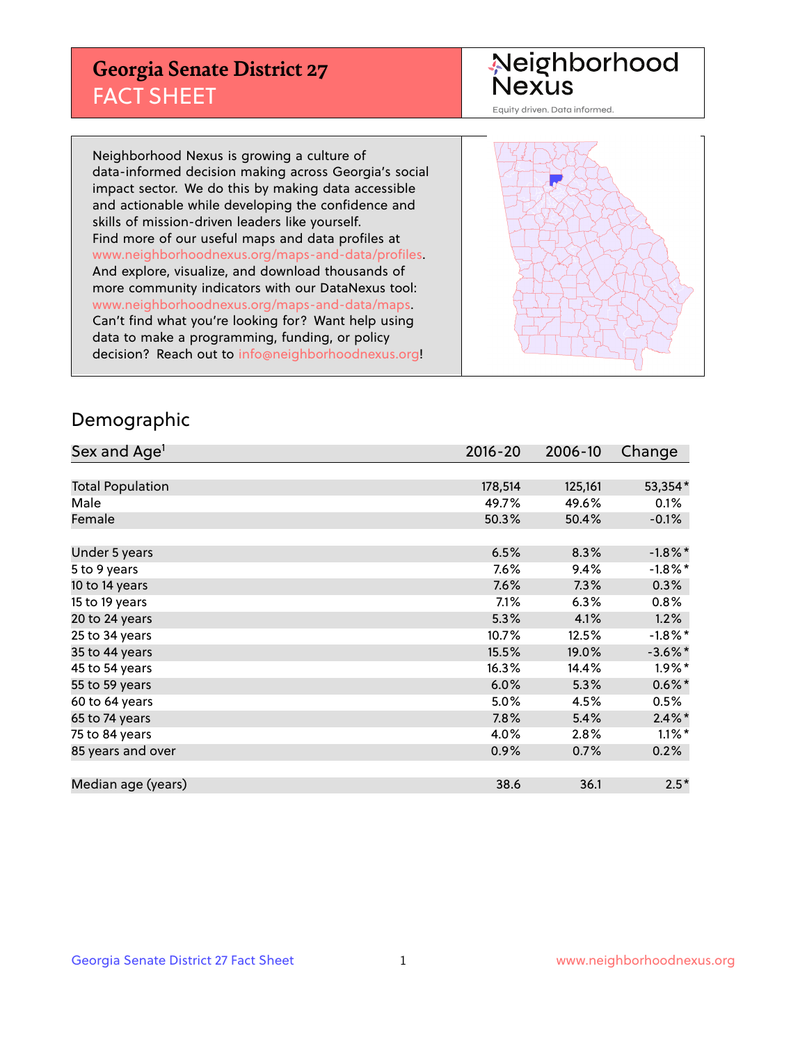# Georgia Senate District 27

## FACT SHEET

Neighborhood Nexus

Equity driven. Data informed.

Neighborhood Nexus is growing a culture of data-informed decision making across Georgia's social impact sector. We do this by making data accessible and actionable while developing the confidence and skills of mission-driven leaders like yourself. Find more of our useful maps and data profiles at www.neighborhoodnexus.org/maps-and-data/profiles. And explore, visualize, and download thousands of more community indicators with our DataNexus tool: www.neighborhoodnexus.org/maps-and-data/maps. Can't find what you're looking for? Want help using data to make a programming, funding, or policy decision? Reach out to info@neighborhoodnexus.org!

## Demographic

| Sex and Age[1] | 2016-20 | 2006-10 | Change |
|---|---|---|---|
| Total Population | 178,514 | 125,161 | 53,354* |
| Male | 49.7% | 49.6% | 0.1% |
| Female | 50.3% | 50.4% | -0.1% |
| | | | |
| Under 5 years | 6.5% | 8.3% | -1.8%* |
| 5 to 9 years | 7.6% | 9.4% | -1.8%* |
| 10 to 14 years | 7.6% | 7.3% | 0.3% |
| 15 to 19 years | 7.1% | 6.3% | 0.8% |
| 20 to 24 years | 5.3% | 4.1% | 1.2% |
| 25 to 34 years | 10.7% | 12.5% | -1.8%* |
| 35 to 44 years | 15.5% | 19.0% | -3.6%* |
| 45 to 54 years | 16.3% | 14.4% | 1.9%* |
| 55 to 59 years | 6.0% | 5.3% | 0.6%* |
| 60 to 64 years | 5.0% | 4.5% | 0.5% |
| 65 to 74 years | 7.8% | 5.4% | 2.4%* |
| 75 to 84 years | 4.0% | 2.8% | 1.1%* |
| 85 years and over | 0.9% | 0.7% | 0.2% |
| | | | |
| Median age (years) | 38.6 | 36.1 | 2.5* |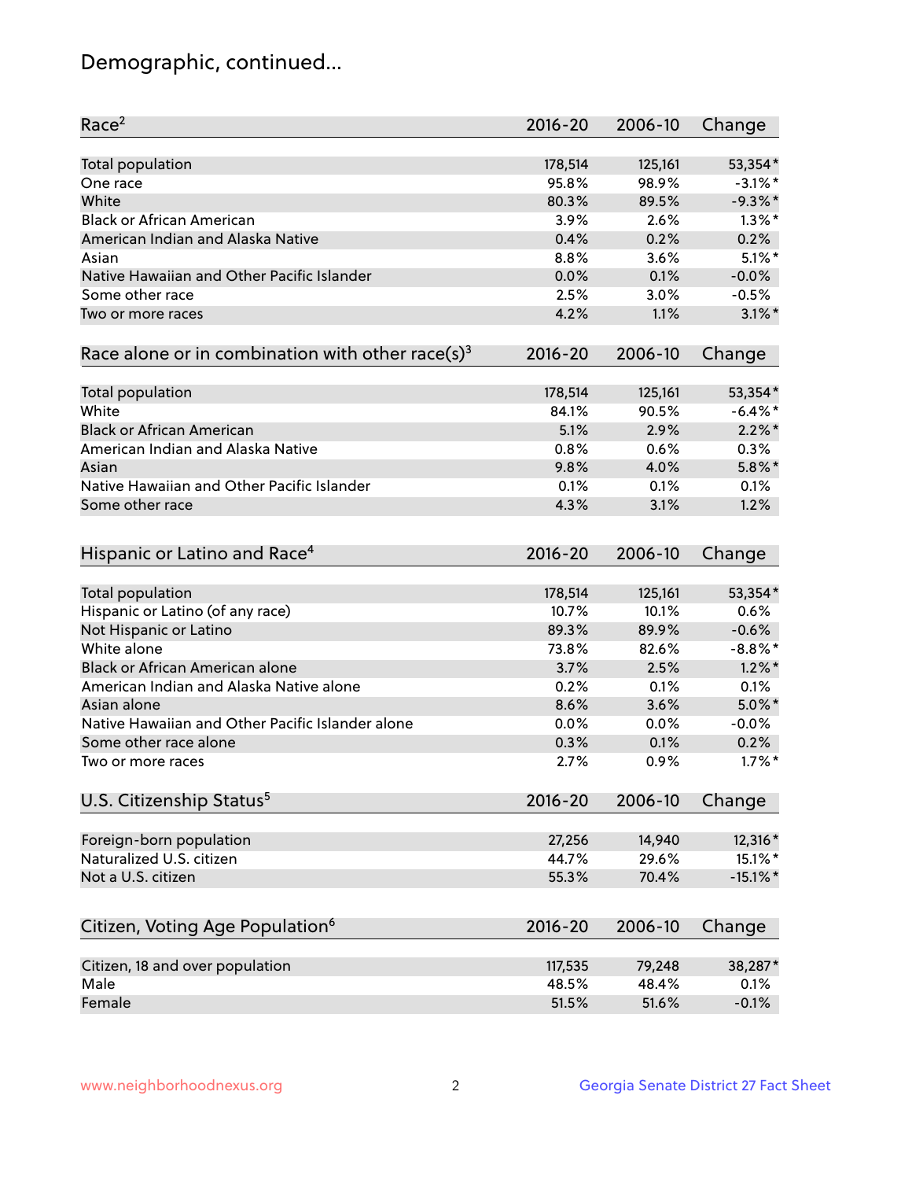## Demographic, continued...

| Race[2] | 2016-20 | 2006-10 | Change |
|---|---|---|---|
| Total population | 178,514 | 125,161 | 53,354* |
| One race | 95.8% | 98.9% | -3.1%* |
| White | 80.3% | 89.5% | -9.3%* |
| Black or African American | 3.9% | 2.6% | 1.3%* |
| American Indian and Alaska Native | 0.4% | 0.2% | 0.2% |
| Asian | 8.8% | 3.6% | 5.1%* |
| Native Hawaiian and Other Pacific Islander | 0.0% | 0.1% | -0.0% |
| Some other race | 2.5% | 3.0% | -0.5% |
| Two or more races | 4.2% | 1.1% | 3.1%* |

| Race alone or in combination with other race(s)[3] | 2016-20 | 2006-10 | Change |
|---|---|---|---|
| Total population | 178,514 | 125,161 | 53,354* |
| White | 84.1% | 90.5% | -6.4%* |
| Black or African American | 5.1% | 2.9% | 2.2%* |
| American Indian and Alaska Native | 0.8% | 0.6% | 0.3% |
| Asian | 9.8% | 4.0% | 5.8%* |
| Native Hawaiian and Other Pacific Islander | 0.1% | 0.1% | 0.1% |
| Some other race | 4.3% | 3.1% | 1.2% |

| Hispanic or Latino and Race[4] | 2016-20 | 2006-10 | Change |
|---|---|---|---|
| Total population | 178,514 | 125,161 | 53,354* |
| Hispanic or Latino (of any race) | 10.7% | 10.1% | 0.6% |
| Not Hispanic or Latino | 89.3% | 89.9% | -0.6% |
| White alone | 73.8% | 82.6% | -8.8%* |
| Black or African American alone | 3.7% | 2.5% | 1.2%* |
| American Indian and Alaska Native alone | 0.2% | 0.1% | 0.1% |
| Asian alone | 8.6% | 3.6% | 5.0%* |
| Native Hawaiian and Other Pacific Islander alone | 0.0% | 0.0% | -0.0% |
| Some other race alone | 0.3% | 0.1% | 0.2% |
| Two or more races | 2.7% | 0.9% | 1.7%* |

| U.S. Citizenship Status[5] | 2016-20 | 2006-10 | Change |
|---|---|---|---|
| Foreign-born population | 27,256 | 14,940 | 12,316* |
| Naturalized U.S. citizen | 44.7% | 29.6% | 15.1%* |
| Not a U.S. citizen | 55.3% | 70.4% | -15.1%* |

| Citizen, Voting Age Population[6] | 2016-20 | 2006-10 | Change |
|---|---|---|---|
| Citizen, 18 and over population | 117,535 | 79,248 | 38,287* |
| Male | 48.5% | 48.4% | 0.1% |
| Female | 51.5% | 51.6% | -0.1% |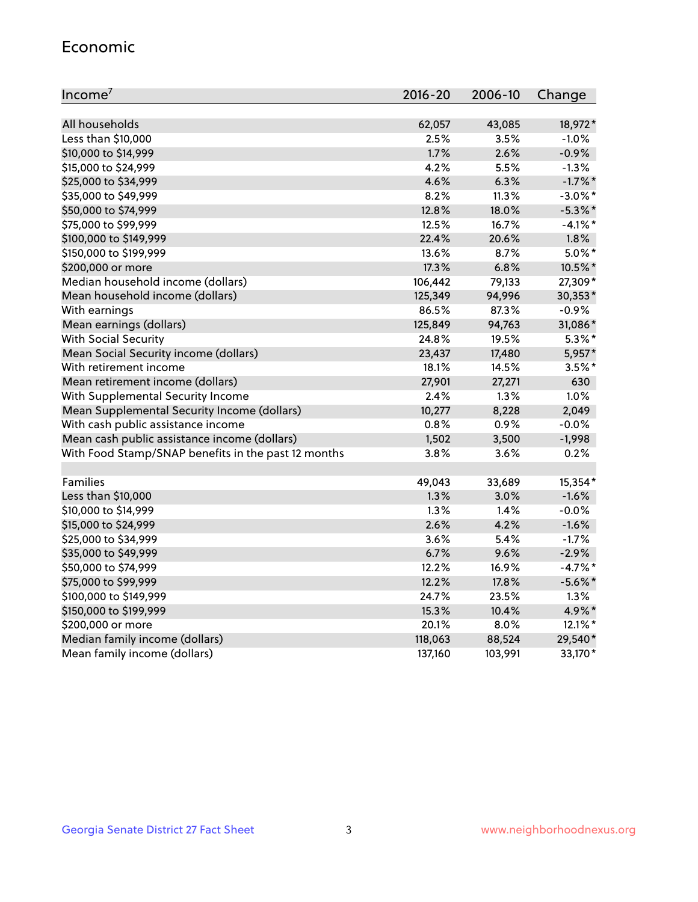## Economic

| Income[7] | 2016-20 | 2006-10 | Change |
|---|---|---|---|
| All households | 62,057 | 43,085 | 18,972* |
| Less than $10,000 | 2.5% | 3.5% | -1.0% |
| $10,000 to $14,999 | 1.7% | 2.6% | -0.9% |
| $15,000 to $24,999 | 4.2% | 5.5% | -1.3% |
| $25,000 to $34,999 | 4.6% | 6.3% | -1.7%* |
| $35,000 to $49,999 | 8.2% | 11.3% | -3.0%* |
| $50,000 to $74,999 | 12.8% | 18.0% | -5.3%* |
| $75,000 to $99,999 | 12.5% | 16.7% | -4.1%* |
| $100,000 to $149,999 | 22.4% | 20.6% | 1.8% |
| $150,000 to $199,999 | 13.6% | 8.7% | 5.0%* |
| $200,000 or more | 17.3% | 6.8% | 10.5%* |
| Median household income (dollars) | 106,442 | 79,133 | 27,309* |
| Mean household income (dollars) | 125,349 | 94,996 | 30,353* |
| With earnings | 86.5% | 87.3% | -0.9% |
| Mean earnings (dollars) | 125,849 | 94,763 | 31,086* |
| With Social Security | 24.8% | 19.5% | 5.3%* |
| Mean Social Security income (dollars) | 23,437 | 17,480 | 5,957* |
| With retirement income | 18.1% | 14.5% | 3.5%* |
| Mean retirement income (dollars) | 27,901 | 27,271 | 630 |
| With Supplemental Security Income | 2.4% | 1.3% | 1.0% |
| Mean Supplemental Security Income (dollars) | 10,277 | 8,228 | 2,049 |
| With cash public assistance income | 0.8% | 0.9% | -0.0% |
| Mean cash public assistance income (dollars) | 1,502 | 3,500 | -1,998 |
| With Food Stamp/SNAP benefits in the past 12 months | 3.8% | 3.6% | 0.2% |
| | | | |
| Families | 49,043 | 33,689 | 15,354* |
| Less than $10,000 | 1.3% | 3.0% | -1.6% |
| $10,000 to $14,999 | 1.3% | 1.4% | -0.0% |
| $15,000 to $24,999 | 2.6% | 4.2% | -1.6% |
| $25,000 to $34,999 | 3.6% | 5.4% | -1.7% |
| $35,000 to $49,999 | 6.7% | 9.6% | -2.9% |
| $50,000 to $74,999 | 12.2% | 16.9% | -4.7%* |
| $75,000 to $99,999 | 12.2% | 17.8% | -5.6%* |
| $100,000 to $149,999 | 24.7% | 23.5% | 1.3% |
| $150,000 to $199,999 | 15.3% | 10.4% | 4.9%* |
| $200,000 or more | 20.1% | 8.0% | 12.1%* |
| Median family income (dollars) | 118,063 | 88,524 | 29,540* |
| Mean family income (dollars) | 137,160 | 103,991 | 33,170* |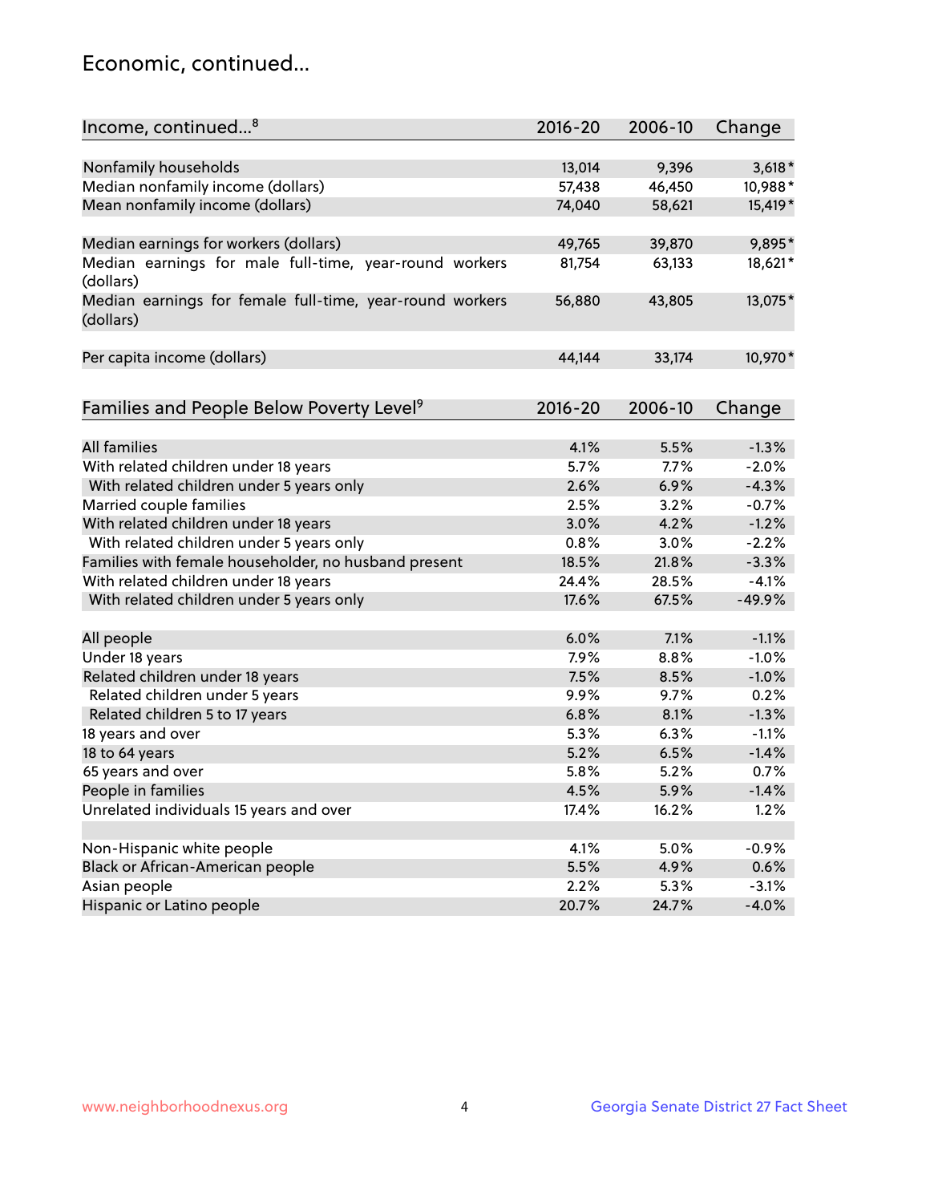# Economic, continued...

| Income, continued...[8] | 2016-20 | 2006-10 | Change |
|---|---|---|---|
| Nonfamily households | 13,014 | 9,396 | 3,618* |
| Median nonfamily income (dollars) | 57,438 | 46,450 | 10,988* |
| Mean nonfamily income (dollars) | 74,040 | 58,621 | 15,419* |
| Median earnings for workers (dollars) | 49,765 | 39,870 | 9,895* |
| Median earnings for male full-time, year-round workers (dollars) | 81,754 | 63,133 | 18,621* |
| Median earnings for female full-time, year-round workers (dollars) | 56,880 | 43,805 | 13,075* |
| Per capita income (dollars) | 44,144 | 33,174 | 10,970* |

| Families and People Below Poverty Level[9] | 2016-20 | 2006-10 | Change |
|---|---|---|---|
| All families | 4.1% | 5.5% | -1.3% |
| With related children under 18 years | 5.7% | 7.7% | -2.0% |
| With related children under 5 years only | 2.6% | 6.9% | -4.3% |
| Married couple families | 2.5% | 3.2% | -0.7% |
| With related children under 18 years | 3.0% | 4.2% | -1.2% |
| With related children under 5 years only | 0.8% | 3.0% | -2.2% |
| Families with female householder, no husband present | 18.5% | 21.8% | -3.3% |
| With related children under 18 years | 24.4% | 28.5% | -4.1% |
| With related children under 5 years only | 17.6% | 67.5% | -49.9% |
| All people | 6.0% | 7.1% | -1.1% |
| Under 18 years | 7.9% | 8.8% | -1.0% |
| Related children under 18 years | 7.5% | 8.5% | -1.0% |
| Related children under 5 years | 9.9% | 9.7% | 0.2% |
| Related children 5 to 17 years | 6.8% | 8.1% | -1.3% |
| 18 years and over | 5.3% | 6.3% | -1.1% |
| 18 to 64 years | 5.2% | 6.5% | -1.4% |
| 65 years and over | 5.8% | 5.2% | 0.7% |
| People in families | 4.5% | 5.9% | -1.4% |
| Unrelated individuals 15 years and over | 17.4% | 16.2% | 1.2% |
| Non-Hispanic white people | 4.1% | 5.0% | -0.9% |
| Black or African-American people | 5.5% | 4.9% | 0.6% |
| Asian people | 2.2% | 5.3% | -3.1% |
| Hispanic or Latino people | 20.7% | 24.7% | -4.0% |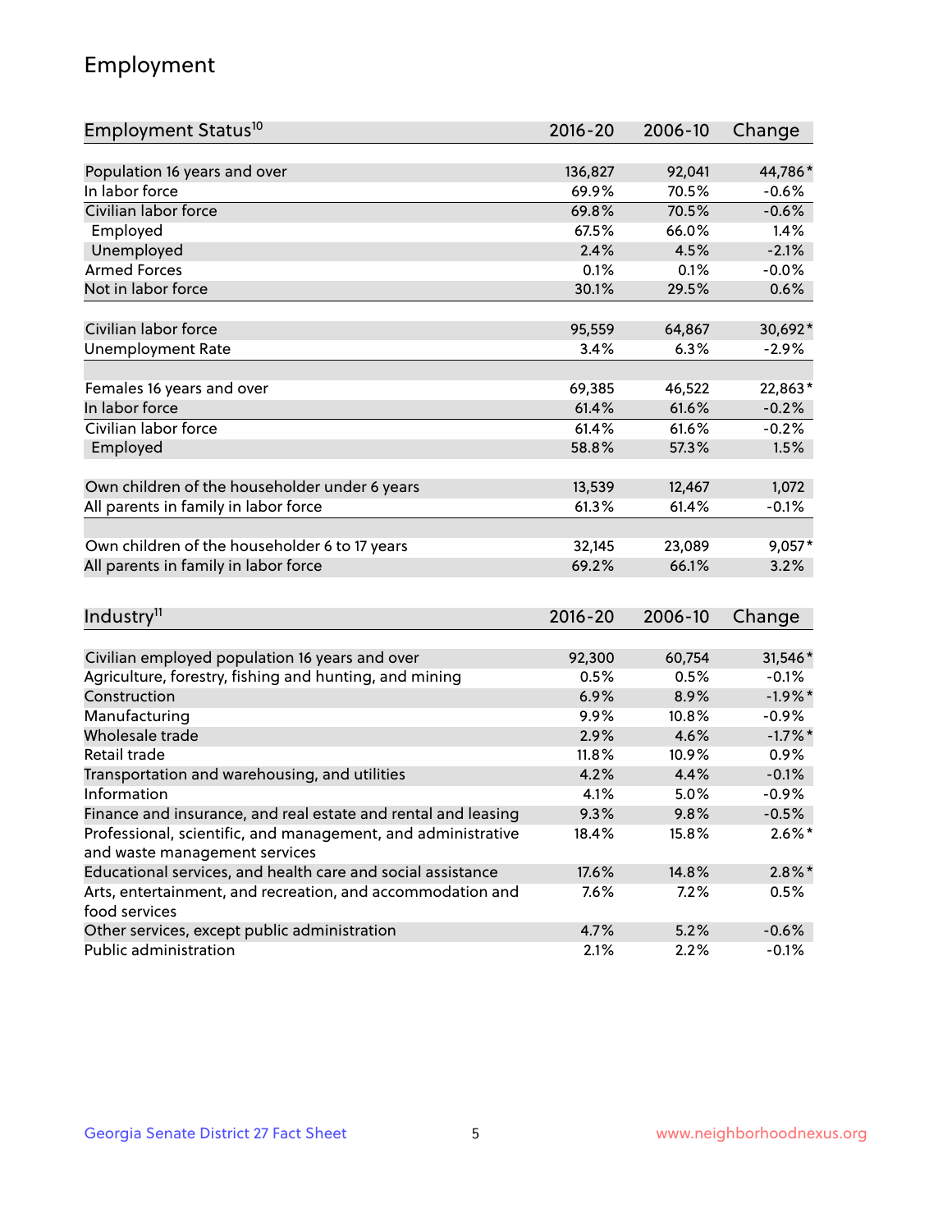## Employment

| Employment Status[10] | 2016-20 | 2006-10 | Change |
|---|---|---|---|
| Population 16 years and over | 136,827 | 92,041 | 44,786* |
| In labor force | 69.9% | 70.5% | -0.6% |
| Civilian labor force | 69.8% | 70.5% | -0.6% |
| Employed | 67.5% | 66.0% | 1.4% |
| Unemployed | 2.4% | 4.5% | -2.1% |
| Armed Forces | 0.1% | 0.1% | -0.0% |
| Not in labor force | 30.1% | 29.5% | 0.6% |
| | | | |
| Civilian labor force | 95,559 | 64,867 | 30,692* |
| Unemployment Rate | 3.4% | 6.3% | -2.9% |
| | | | |
| Females 16 years and over | 69,385 | 46,522 | 22,863* |
| In labor force | 61.4% | 61.6% | -0.2% |
| Civilian labor force | 61.4% | 61.6% | -0.2% |
| Employed | 58.8% | 57.3% | 1.5% |
| | | | |
| Own children of the householder under 6 years | 13,539 | 12,467 | 1,072 |
| All parents in family in labor force | 61.3% | 61.4% | -0.1% |
| | | | |
| Own children of the householder 6 to 17 years | 32,145 | 23,089 | 9,057* |
| All parents in family in labor force | 69.2% | 66.1% | 3.2% |

| Industry[11] | 2016-20 | 2006-10 | Change |
|---|---|---|---|
| Civilian employed population 16 years and over | 92,300 | 60,754 | 31,546* |
| Agriculture, forestry, fishing and hunting, and mining | 0.5% | 0.5% | -0.1% |
| Construction | 6.9% | 8.9% | -1.9%* |
| Manufacturing | 9.9% | 10.8% | -0.9% |
| Wholesale trade | 2.9% | 4.6% | -1.7%* |
| Retail trade | 11.8% | 10.9% | 0.9% |
| Transportation and warehousing, and utilities | 4.2% | 4.4% | -0.1% |
| Information | 4.1% | 5.0% | -0.9% |
| Finance and insurance, and real estate and rental and leasing | 9.3% | 9.8% | -0.5% |
| Professional, scientific, and management, and administrative and waste management services | 18.4% | 15.8% | 2.6%* |
| Educational services, and health care and social assistance | 17.6% | 14.8% | 2.8%* |
| Arts, entertainment, and recreation, and accommodation and food services | 7.6% | 7.2% | 0.5% |
| Other services, except public administration | 4.7% | 5.2% | -0.6% |
| Public administration | 2.1% | 2.2% | -0.1% |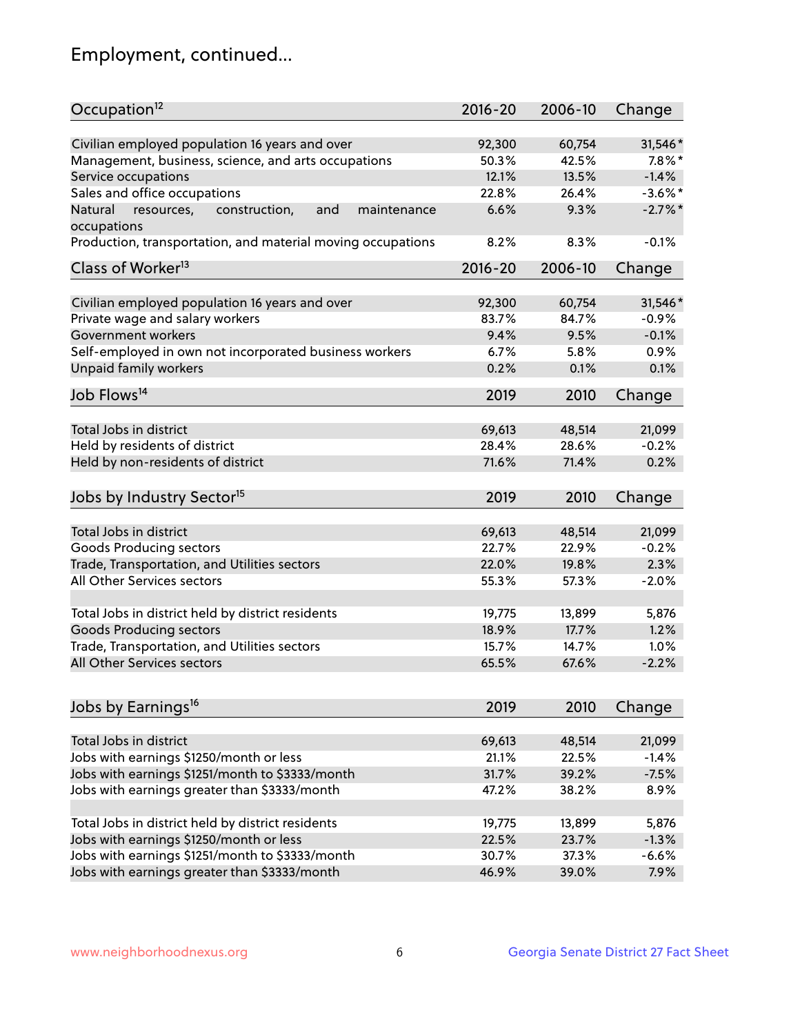# Employment, continued...

| Occupation[12] | 2016-20 | 2006-10 | Change |
|---|---|---|---|
| Civilian employed population 16 years and over | 92,300 | 60,754 | 31,546* |
| Management, business, science, and arts occupations | 50.3% | 42.5% | 7.8%* |
| Service occupations | 12.1% | 13.5% | -1.4% |
| Sales and office occupations | 22.8% | 26.4% | -3.6%* |
| Natural resources, construction, and maintenance occupations | 6.6% | 9.3% | -2.7%* |
| Production, transportation, and material moving occupations | 8.2% | 8.3% | -0.1% |

| Class of Worker[13] | 2016-20 | 2006-10 | Change |
|---|---|---|---|
| Civilian employed population 16 years and over | 92,300 | 60,754 | 31,546* |
| Private wage and salary workers | 83.7% | 84.7% | -0.9% |
| Government workers | 9.4% | 9.5% | -0.1% |
| Self-employed in own not incorporated business workers | 6.7% | 5.8% | 0.9% |
| Unpaid family workers | 0.2% | 0.1% | 0.1% |

| Job Flows[14] | 2019 | 2010 | Change |
|---|---|---|---|
| Total Jobs in district | 69,613 | 48,514 | 21,099 |
| Held by residents of district | 28.4% | 28.6% | -0.2% |
| Held by non-residents of district | 71.6% | 71.4% | 0.2% |

| Jobs by Industry Sector[15] | 2019 | 2010 | Change |
|---|---|---|---|
| Total Jobs in district | 69,613 | 48,514 | 21,099 |
| Goods Producing sectors | 22.7% | 22.9% | -0.2% |
| Trade, Transportation, and Utilities sectors | 22.0% | 19.8% | 2.3% |
| All Other Services sectors | 55.3% | 57.3% | -2.0% |
| | | | |
| Total Jobs in district held by district residents | 19,775 | 13,899 | 5,876 |
| Goods Producing sectors | 18.9% | 17.7% | 1.2% |
| Trade, Transportation, and Utilities sectors | 15.7% | 14.7% | 1.0% |
| All Other Services sectors | 65.5% | 67.6% | -2.2% |

| Jobs by Earnings[16] | 2019 | 2010 | Change |
|---|---|---|---|
| Total Jobs in district | 69,613 | 48,514 | 21,099 |
| Jobs with earnings $1250/month or less | 21.1% | 22.5% | -1.4% |
| Jobs with earnings $1251/month to $3333/month | 31.7% | 39.2% | -7.5% |
| Jobs with earnings greater than $3333/month | 47.2% | 38.2% | 8.9% |
| | | | |
| Total Jobs in district held by district residents | 19,775 | 13,899 | 5,876 |
| Jobs with earnings $1250/month or less | 22.5% | 23.7% | -1.3% |
| Jobs with earnings $1251/month to $3333/month | 30.7% | 37.3% | -6.6% |
| Jobs with earnings greater than $3333/month | 46.9% | 39.0% | 7.9% |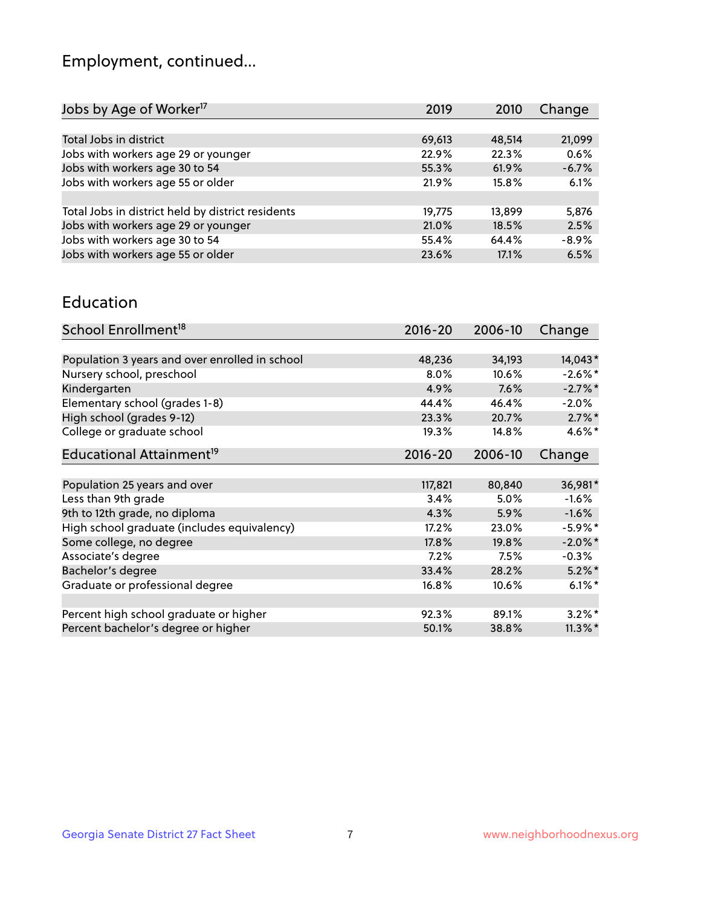## Employment, continued...

| Jobs by Age of Worker[17] | 2019 | 2010 | Change |
|---|---|---|---|
| Total Jobs in district | 69,613 | 48,514 | 21,099 |
| Jobs with workers age 29 or younger | 22.9% | 22.3% | 0.6% |
| Jobs with workers age 30 to 54 | 55.3% | 61.9% | -6.7% |
| Jobs with workers age 55 or older | 21.9% | 15.8% | 6.1% |
| | | | |
| Total Jobs in district held by district residents | 19,775 | 13,899 | 5,876 |
| Jobs with workers age 29 or younger | 21.0% | 18.5% | 2.5% |
| Jobs with workers age 30 to 54 | 55.4% | 64.4% | -8.9% |
| Jobs with workers age 55 or older | 23.6% | 17.1% | 6.5% |

## Education

| School Enrollment[18] | 2016-20 | 2006-10 | Change |
|---|---|---|---|
| Population 3 years and over enrolled in school | 48,236 | 34,193 | 14,043* |
| Nursery school, preschool | 8.0% | 10.6% | -2.6%* |
| Kindergarten | 4.9% | 7.6% | -2.7%* |
| Elementary school (grades 1-8) | 44.4% | 46.4% | -2.0% |
| High school (grades 9-12) | 23.3% | 20.7% | 2.7%* |
| College or graduate school | 19.3% | 14.8% | 4.6%* |

| Educational Attainment[19] | 2016-20 | 2006-10 | Change |
|---|---|---|---|
| Population 25 years and over | 117,821 | 80,840 | 36,981* |
| Less than 9th grade | 3.4% | 5.0% | -1.6% |
| 9th to 12th grade, no diploma | 4.3% | 5.9% | -1.6% |
| High school graduate (includes equivalency) | 17.2% | 23.0% | -5.9%* |
| Some college, no degree | 17.8% | 19.8% | -2.0%* |
| Associate's degree | 7.2% | 7.5% | -0.3% |
| Bachelor's degree | 33.4% | 28.2% | 5.2%* |
| Graduate or professional degree | 16.8% | 10.6% | 6.1%* |
| | | | |
| Percent high school graduate or higher | 92.3% | 89.1% | 3.2%* |
| Percent bachelor's degree or higher | 50.1% | 38.8% | 11.3%* |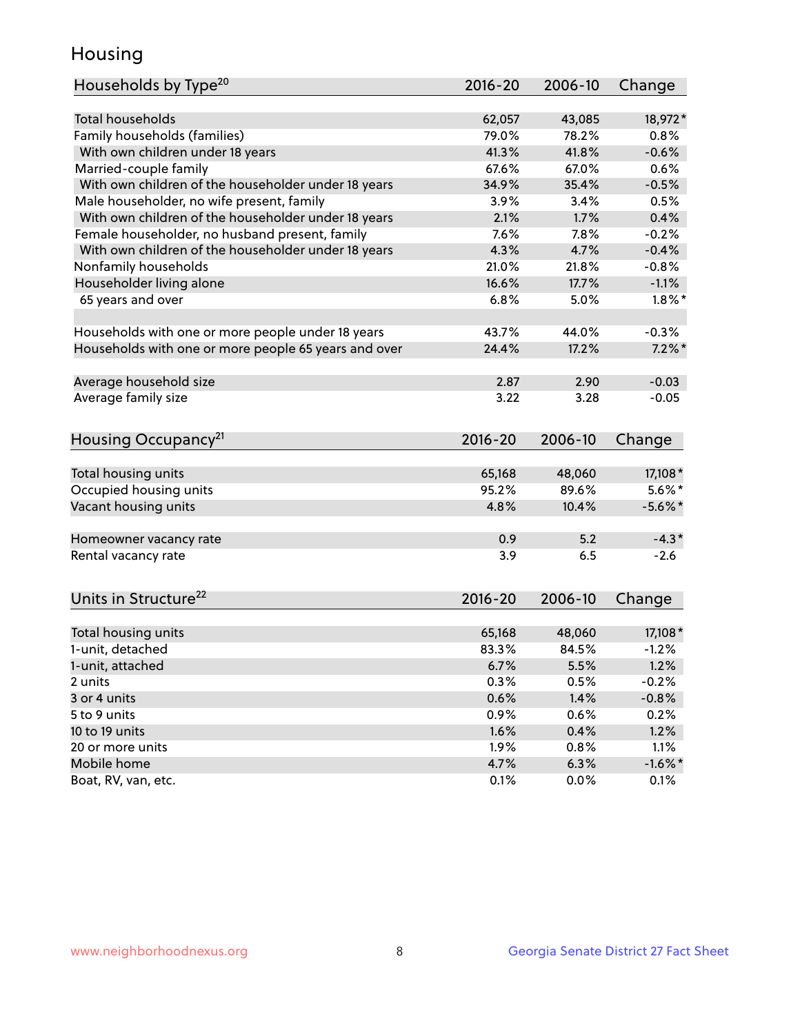# Housing

| Households by Type[20] | 2016-20 | 2006-10 | Change |
|---|---|---|---|
| Total households | 62,057 | 43,085 | 18,972* |
| Family households (families) | 79.0% | 78.2% | 0.8% |
| With own children under 18 years | 41.3% | 41.8% | -0.6% |
| Married-couple family | 67.6% | 67.0% | 0.6% |
| With own children of the householder under 18 years | 34.9% | 35.4% | -0.5% |
| Male householder, no wife present, family | 3.9% | 3.4% | 0.5% |
| With own children of the householder under 18 years | 2.1% | 1.7% | 0.4% |
| Female householder, no husband present, family | 7.6% | 7.8% | -0.2% |
| With own children of the householder under 18 years | 4.3% | 4.7% | -0.4% |
| Nonfamily households | 21.0% | 21.8% | -0.8% |
| Householder living alone | 16.6% | 17.7% | -1.1% |
| 65 years and over | 6.8% | 5.0% | 1.8%* |
| | | | |
| Households with one or more people under 18 years | 43.7% | 44.0% | -0.3% |
| Households with one or more people 65 years and over | 24.4% | 17.2% | 7.2%* |
| | | | |
| Average household size | 2.87 | 2.90 | -0.03 |
| Average family size | 3.22 | 3.28 | -0.05 |

| Housing Occupancy[21] | 2016-20 | 2006-10 | Change |
|---|---|---|---|
| Total housing units | 65,168 | 48,060 | 17,108* |
| Occupied housing units | 95.2% | 89.6% | 5.6%* |
| Vacant housing units | 4.8% | 10.4% | -5.6%* |
| | | | |
| Homeowner vacancy rate | 0.9 | 5.2 | -4.3* |
| Rental vacancy rate | 3.9 | 6.5 | -2.6 |

| Units in Structure[22] | 2016-20 | 2006-10 | Change |
|---|---|---|---|
| Total housing units | 65,168 | 48,060 | 17,108* |
| 1-unit, detached | 83.3% | 84.5% | -1.2% |
| 1-unit, attached | 6.7% | 5.5% | 1.2% |
| 2 units | 0.3% | 0.5% | -0.2% |
| 3 or 4 units | 0.6% | 1.4% | -0.8% |
| 5 to 9 units | 0.9% | 0.6% | 0.2% |
| 10 to 19 units | 1.6% | 0.4% | 1.2% |
| 20 or more units | 1.9% | 0.8% | 1.1% |
| Mobile home | 4.7% | 6.3% | -1.6%* |
| Boat, RV, van, etc. | 0.1% | 0.0% | 0.1% |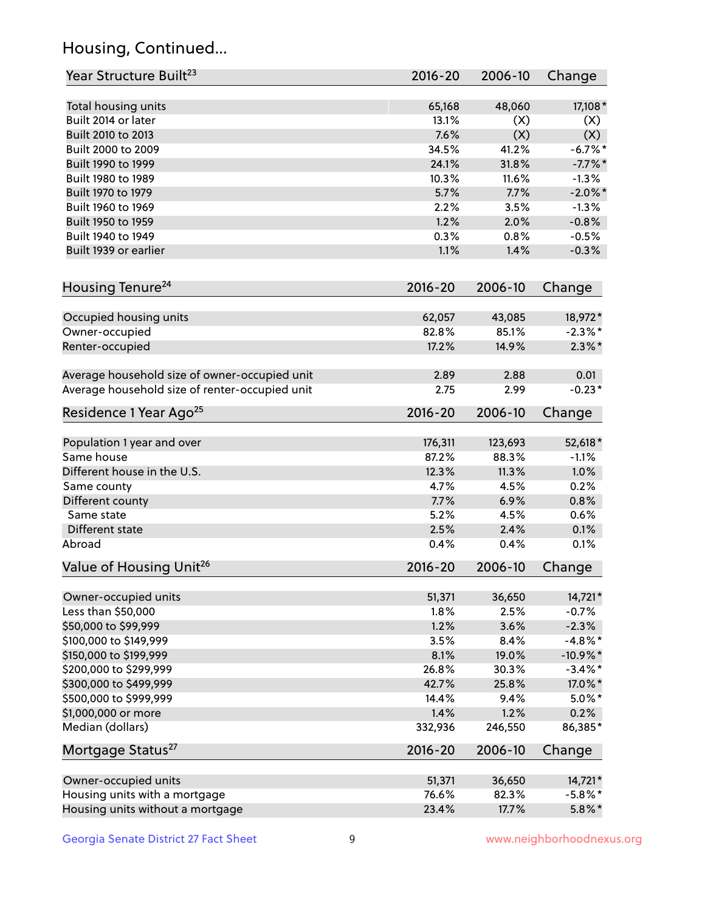## Housing, Continued...

| Year Structure Built[23] | 2016-20 | 2006-10 | Change |
|---|---|---|---|
| Total housing units | 65,168 | 48,060 | 17,108* |
| Built 2014 or later | 13.1% | (X) | (X) |
| Built 2010 to 2013 | 7.6% | (X) | (X) |
| Built 2000 to 2009 | 34.5% | 41.2% | -6.7%* |
| Built 1990 to 1999 | 24.1% | 31.8% | -7.7%* |
| Built 1980 to 1989 | 10.3% | 11.6% | -1.3% |
| Built 1970 to 1979 | 5.7% | 7.7% | -2.0%* |
| Built 1960 to 1969 | 2.2% | 3.5% | -1.3% |
| Built 1950 to 1959 | 1.2% | 2.0% | -0.8% |
| Built 1940 to 1949 | 0.3% | 0.8% | -0.5% |
| Built 1939 or earlier | 1.1% | 1.4% | -0.3% |

| Housing Tenure[24] | 2016-20 | 2006-10 | Change |
|---|---|---|---|
| Occupied housing units | 62,057 | 43,085 | 18,972* |
| Owner-occupied | 82.8% | 85.1% | -2.3%* |
| Renter-occupied | 17.2% | 14.9% | 2.3%* |
| Average household size of owner-occupied unit | 2.89 | 2.88 | 0.01 |
| Average household size of renter-occupied unit | 2.75 | 2.99 | -0.23* |

| Residence 1 Year Ago[25] | 2016-20 | 2006-10 | Change |
|---|---|---|---|
| Population 1 year and over | 176,311 | 123,693 | 52,618* |
| Same house | 87.2% | 88.3% | -1.1% |
| Different house in the U.S. | 12.3% | 11.3% | 1.0% |
| Same county | 4.7% | 4.5% | 0.2% |
| Different county | 7.7% | 6.9% | 0.8% |
| Same state | 5.2% | 4.5% | 0.6% |
| Different state | 2.5% | 2.4% | 0.1% |
| Abroad | 0.4% | 0.4% | 0.1% |

| Value of Housing Unit[26] | 2016-20 | 2006-10 | Change |
|---|---|---|---|
| Owner-occupied units | 51,371 | 36,650 | 14,721* |
| Less than $50,000 | 1.8% | 2.5% | -0.7% |
| $50,000 to $99,999 | 1.2% | 3.6% | -2.3% |
| $100,000 to $149,999 | 3.5% | 8.4% | -4.8%* |
| $150,000 to $199,999 | 8.1% | 19.0% | -10.9%* |
| $200,000 to $299,999 | 26.8% | 30.3% | -3.4%* |
| $300,000 to $499,999 | 42.7% | 25.8% | 17.0%* |
| $500,000 to $999,999 | 14.4% | 9.4% | 5.0%* |
| $1,000,000 or more | 1.4% | 1.2% | 0.2% |
| Median (dollars) | 332,936 | 246,550 | 86,385* |

| Mortgage Status[27] | 2016-20 | 2006-10 | Change |
|---|---|---|---|
| Owner-occupied units | 51,371 | 36,650 | 14,721* |
| Housing units with a mortgage | 76.6% | 82.3% | -5.8%* |
| Housing units without a mortgage | 23.4% | 17.7% | 5.8%* |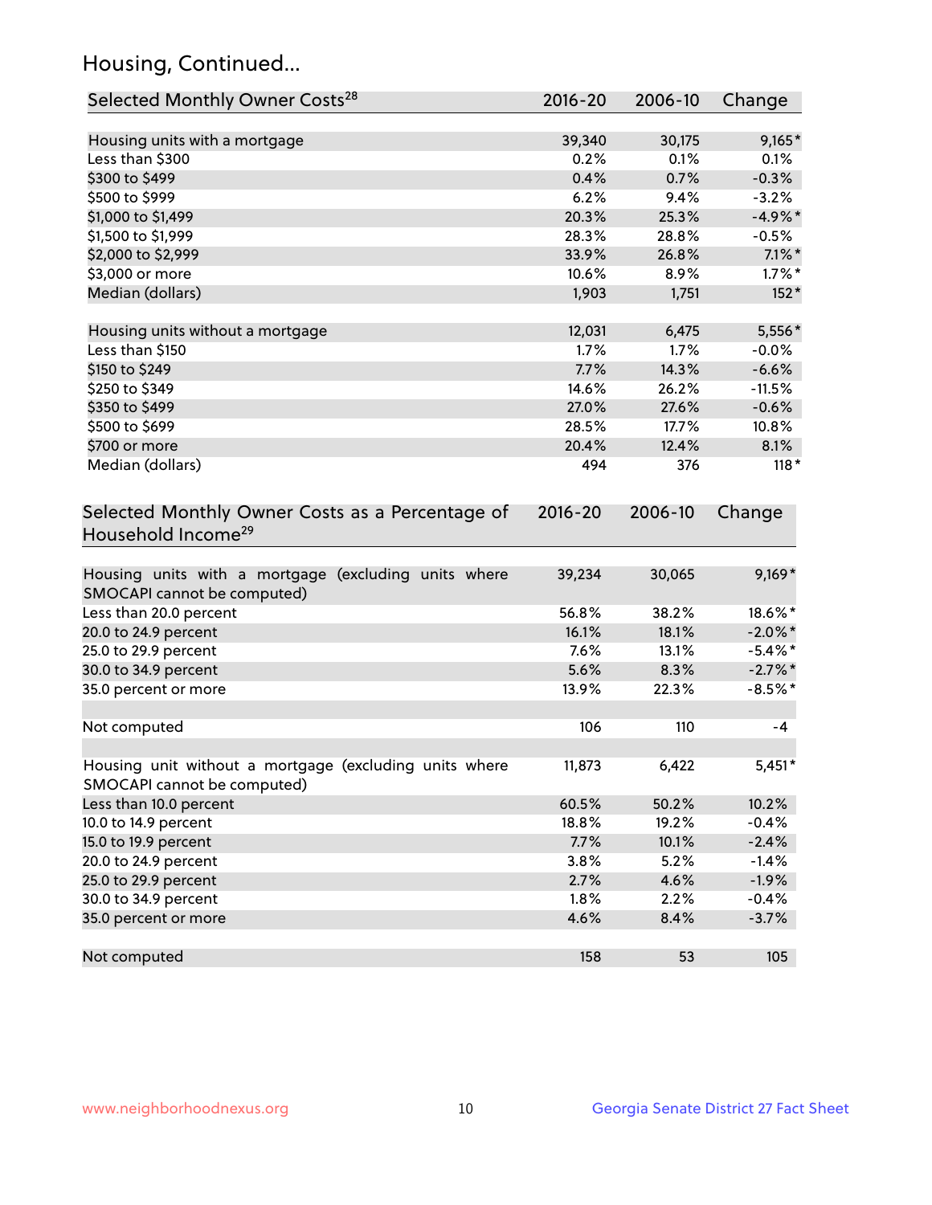## Housing, Continued...

| Selected Monthly Owner Costs[28] | 2016-20 | 2006-10 | Change |
|---|---|---|---|
| Housing units with a mortgage | 39,340 | 30,175 | 9,165* |
| Less than $300 | 0.2% | 0.1% | 0.1% |
| $300 to $499 | 0.4% | 0.7% | -0.3% |
| $500 to $999 | 6.2% | 9.4% | -3.2% |
| $1,000 to $1,499 | 20.3% | 25.3% | -4.9%* |
| $1,500 to $1,999 | 28.3% | 28.8% | -0.5% |
| $2,000 to $2,999 | 33.9% | 26.8% | 7.1%* |
| $3,000 or more | 10.6% | 8.9% | 1.7%* |
| Median (dollars) | 1,903 | 1,751 | 152* |
| | | | |
| Housing units without a mortgage | 12,031 | 6,475 | 5,556* |
| Less than $150 | 1.7% | 1.7% | -0.0% |
| $150 to $249 | 7.7% | 14.3% | -6.6% |
| $250 to $349 | 14.6% | 26.2% | -11.5% |
| $350 to $499 | 27.0% | 27.6% | -0.6% |
| $500 to $699 | 28.5% | 17.7% | 10.8% |
| $700 or more | 20.4% | 12.4% | 8.1% |
| Median (dollars) | 494 | 376 | 118* |

| Selected Monthly Owner Costs as a Percentage of Household Income[29] | 2016-20 | 2006-10 | Change |
|---|---|---|---|
| Housing units with a mortgage (excluding units where SMOCAPI cannot be computed) | 39,234 | 30,065 | 9,169* |
| Less than 20.0 percent | 56.8% | 38.2% | 18.6%* |
| 20.0 to 24.9 percent | 16.1% | 18.1% | -2.0%* |
| 25.0 to 29.9 percent | 7.6% | 13.1% | -5.4%* |
| 30.0 to 34.9 percent | 5.6% | 8.3% | -2.7%* |
| 35.0 percent or more | 13.9% | 22.3% | -8.5%* |
| | | | |
| Not computed | 106 | 110 | -4 |
| | | | |
| Housing unit without a mortgage (excluding units where SMOCAPI cannot be computed) | 11,873 | 6,422 | 5,451* |
| Less than 10.0 percent | 60.5% | 50.2% | 10.2% |
| 10.0 to 14.9 percent | 18.8% | 19.2% | -0.4% |
| 15.0 to 19.9 percent | 7.7% | 10.1% | -2.4% |
| 20.0 to 24.9 percent | 3.8% | 5.2% | -1.4% |
| 25.0 to 29.9 percent | 2.7% | 4.6% | -1.9% |
| 30.0 to 34.9 percent | 1.8% | 2.2% | -0.4% |
| 35.0 percent or more | 4.6% | 8.4% | -3.7% |
| | | | |
| Not computed | 158 | 53 | 105 |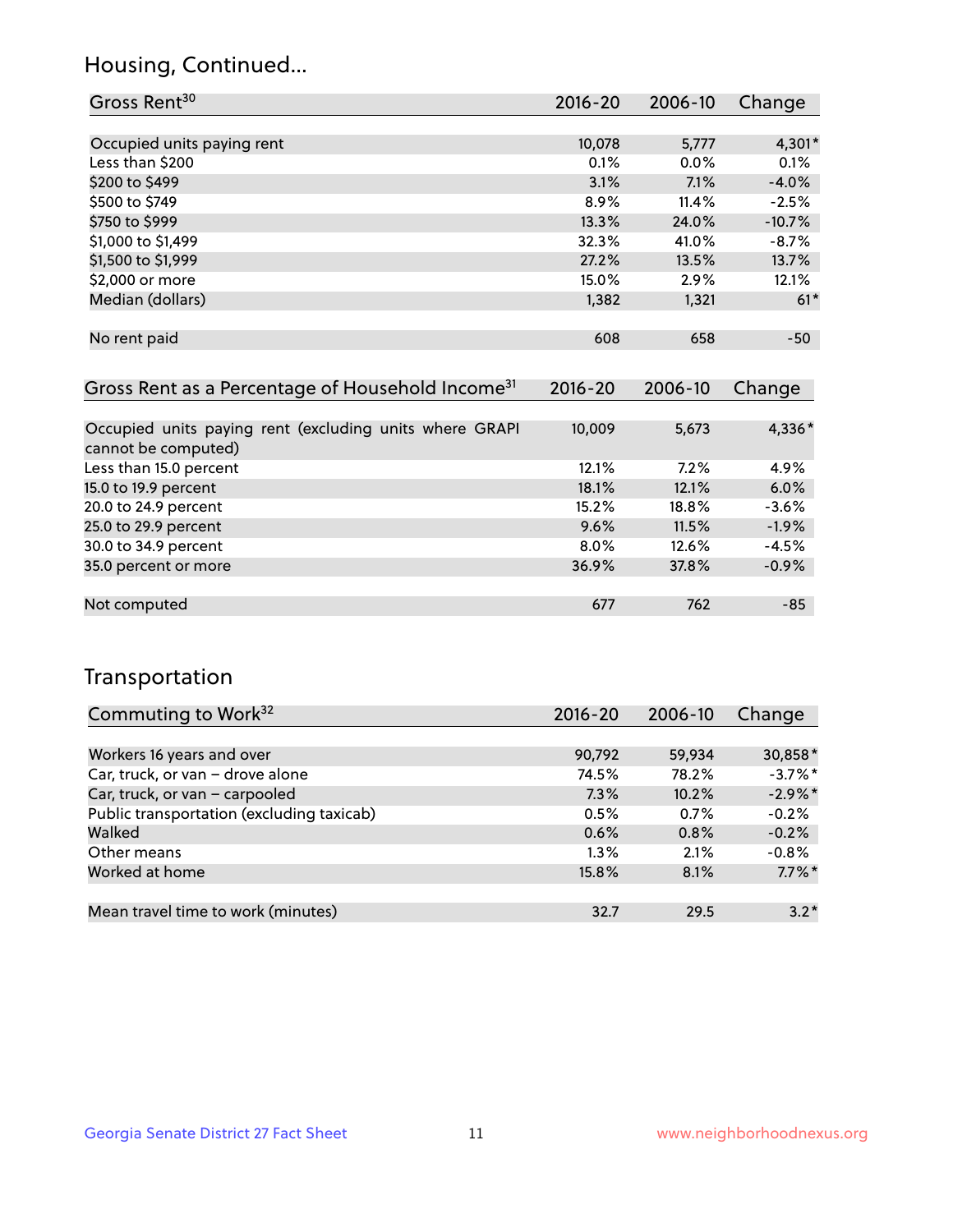## Housing, Continued...

| Gross Rent[30] | 2016-20 | 2006-10 | Change |
|---|---|---|---|
| Occupied units paying rent | 10,078 | 5,777 | 4,301* |
| Less than $200 | 0.1% | 0.0% | 0.1% |
| $200 to $499 | 3.1% | 7.1% | -4.0% |
| $500 to $749 | 8.9% | 11.4% | -2.5% |
| $750 to $999 | 13.3% | 24.0% | -10.7% |
| $1,000 to $1,499 | 32.3% | 41.0% | -8.7% |
| $1,500 to $1,999 | 27.2% | 13.5% | 13.7% |
| $2,000 or more | 15.0% | 2.9% | 12.1% |
| Median (dollars) | 1,382 | 1,321 | 61* |
| No rent paid | 608 | 658 | -50 |

| Gross Rent as a Percentage of Household Income[31] | 2016-20 | 2006-10 | Change |
|---|---|---|---|
| Occupied units paying rent (excluding units where GRAPI cannot be computed) | 10,009 | 5,673 | 4,336* |
| Less than 15.0 percent | 12.1% | 7.2% | 4.9% |
| 15.0 to 19.9 percent | 18.1% | 12.1% | 6.0% |
| 20.0 to 24.9 percent | 15.2% | 18.8% | -3.6% |
| 25.0 to 29.9 percent | 9.6% | 11.5% | -1.9% |
| 30.0 to 34.9 percent | 8.0% | 12.6% | -4.5% |
| 35.0 percent or more | 36.9% | 37.8% | -0.9% |
| Not computed | 677 | 762 | -85 |

## Transportation

| Commuting to Work[32] | 2016-20 | 2006-10 | Change |
|---|---|---|---|
| Workers 16 years and over | 90,792 | 59,934 | 30,858* |
| Car, truck, or van – drove alone | 74.5% | 78.2% | -3.7%* |
| Car, truck, or van – carpooled | 7.3% | 10.2% | -2.9%* |
| Public transportation (excluding taxicab) | 0.5% | 0.7% | -0.2% |
| Walked | 0.6% | 0.8% | -0.2% |
| Other means | 1.3% | 2.1% | -0.8% |
| Worked at home | 15.8% | 8.1% | 7.7%* |
| Mean travel time to work (minutes) | 32.7 | 29.5 | 3.2* |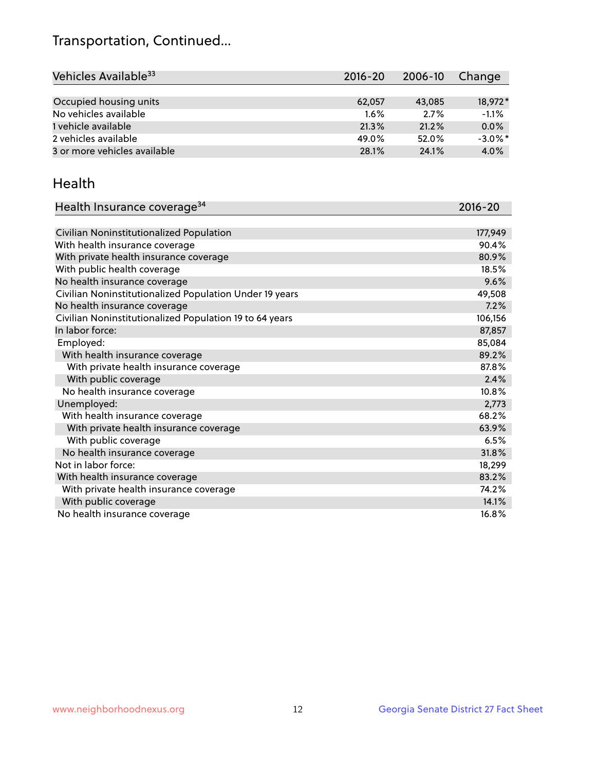# Transportation, Continued...

| Vehicles Available[33] | 2016-20 | 2006-10 | Change |
|---|---|---|---|
| Occupied housing units | 62,057 | 43,085 | 18,972* |
| No vehicles available | 1.6% | 2.7% | -1.1% |
| 1 vehicle available | 21.3% | 21.2% | 0.0% |
| 2 vehicles available | 49.0% | 52.0% | -3.0%* |
| 3 or more vehicles available | 28.1% | 24.1% | 4.0% |

## Health

| Health Insurance coverage[34] | 2016-20 |
|---|---|
| Civilian Noninstitutionalized Population | 177,949 |
| With health insurance coverage | 90.4% |
| With private health insurance coverage | 80.9% |
| With public health coverage | 18.5% |
| No health insurance coverage | 9.6% |
| Civilian Noninstitutionalized Population Under 19 years | 49,508 |
| No health insurance coverage | 7.2% |
| Civilian Noninstitutionalized Population 19 to 64 years | 106,156 |
| In labor force: | 87,857 |
| Employed: | 85,084 |
| With health insurance coverage | 89.2% |
| With private health insurance coverage | 87.8% |
| With public coverage | 2.4% |
| No health insurance coverage | 10.8% |
| Unemployed: | 2,773 |
| With health insurance coverage | 68.2% |
| With private health insurance coverage | 63.9% |
| With public coverage | 6.5% |
| No health insurance coverage | 31.8% |
| Not in labor force: | 18,299 |
| With health insurance coverage | 83.2% |
| With private health insurance coverage | 74.2% |
| With public coverage | 14.1% |
| No health insurance coverage | 16.8% |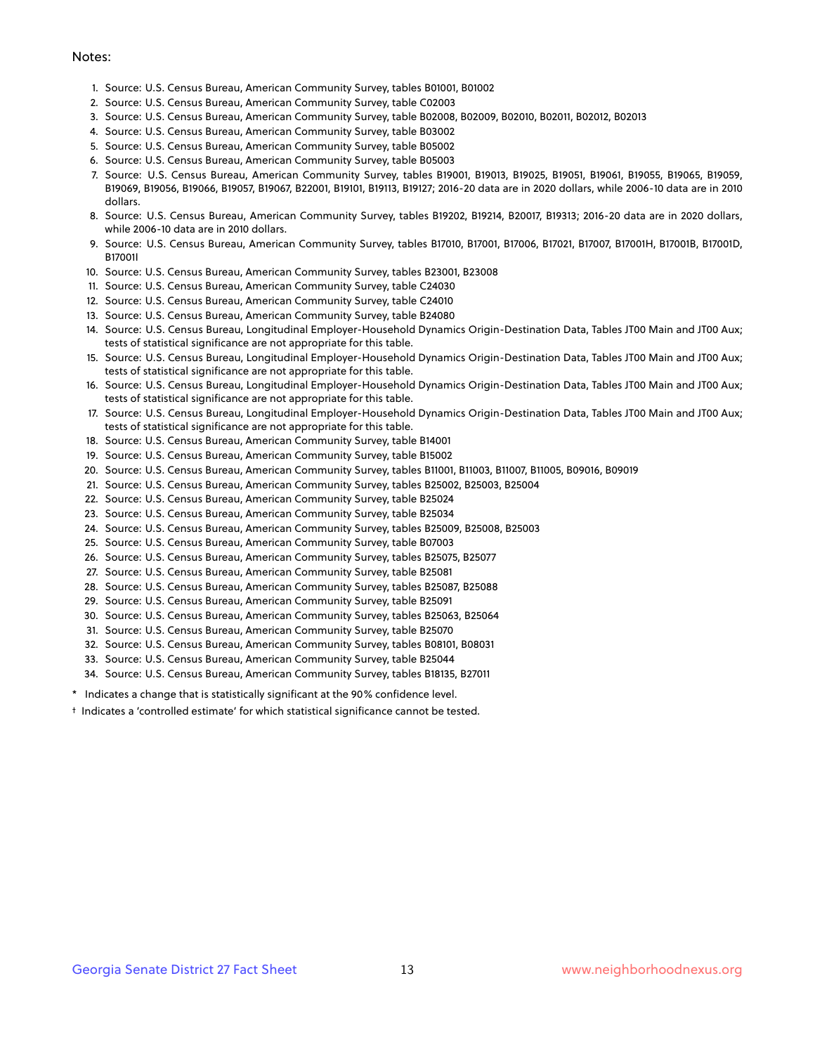Notes:

1. Source: U.S. Census Bureau, American Community Survey, tables B01001, B01002
2. Source: U.S. Census Bureau, American Community Survey, table C02003
3. Source: U.S. Census Bureau, American Community Survey, table B02008, B02009, B02010, B02011, B02012, B02013
4. Source: U.S. Census Bureau, American Community Survey, table B03002
5. Source: U.S. Census Bureau, American Community Survey, table B05002
6. Source: U.S. Census Bureau, American Community Survey, table B05003
7. Source: U.S. Census Bureau, American Community Survey, tables B19001, B19013, B19025, B19051, B19061, B19055, B19065, B19059, B19069, B19056, B19066, B19057, B19067, B22001, B19101, B19113, B19127; 2016-20 data are in 2020 dollars, while 2006-10 data are in 2010 dollars.
8. Source: U.S. Census Bureau, American Community Survey, tables B19202, B19214, B20017, B19313; 2016-20 data are in 2020 dollars, while 2006-10 data are in 2010 dollars.
9. Source: U.S. Census Bureau, American Community Survey, tables B17010, B17001, B17006, B17021, B17007, B17001H, B17001B, B17001D, B17001I
10. Source: U.S. Census Bureau, American Community Survey, tables B23001, B23008
11. Source: U.S. Census Bureau, American Community Survey, table C24030
12. Source: U.S. Census Bureau, American Community Survey, table C24010
13. Source: U.S. Census Bureau, American Community Survey, table B24080
14. Source: U.S. Census Bureau, Longitudinal Employer-Household Dynamics Origin-Destination Data, Tables JT00 Main and JT00 Aux; tests of statistical significance are not appropriate for this table.
15. Source: U.S. Census Bureau, Longitudinal Employer-Household Dynamics Origin-Destination Data, Tables JT00 Main and JT00 Aux; tests of statistical significance are not appropriate for this table.
16. Source: U.S. Census Bureau, Longitudinal Employer-Household Dynamics Origin-Destination Data, Tables JT00 Main and JT00 Aux; tests of statistical significance are not appropriate for this table.
17. Source: U.S. Census Bureau, Longitudinal Employer-Household Dynamics Origin-Destination Data, Tables JT00 Main and JT00 Aux; tests of statistical significance are not appropriate for this table.
18. Source: U.S. Census Bureau, American Community Survey, table B14001
19. Source: U.S. Census Bureau, American Community Survey, table B15002
20. Source: U.S. Census Bureau, American Community Survey, tables B11001, B11003, B11007, B11005, B09016, B09019
21. Source: U.S. Census Bureau, American Community Survey, tables B25002, B25003, B25004
22. Source: U.S. Census Bureau, American Community Survey, table B25024
23. Source: U.S. Census Bureau, American Community Survey, table B25034
24. Source: U.S. Census Bureau, American Community Survey, tables B25009, B25008, B25003
25. Source: U.S. Census Bureau, American Community Survey, table B07003
26. Source: U.S. Census Bureau, American Community Survey, tables B25075, B25077
27. Source: U.S. Census Bureau, American Community Survey, table B25081
28. Source: U.S. Census Bureau, American Community Survey, tables B25087, B25088
29. Source: U.S. Census Bureau, American Community Survey, table B25091
30. Source: U.S. Census Bureau, American Community Survey, tables B25063, B25064
31. Source: U.S. Census Bureau, American Community Survey, table B25070
32. Source: U.S. Census Bureau, American Community Survey, tables B08101, B08031
33. Source: U.S. Census Bureau, American Community Survey, table B25044
34. Source: U.S. Census Bureau, American Community Survey, tables B18135, B27011

\* Indicates a change that is statistically significant at the 90% confidence level.

† Indicates a 'controlled estimate' for which statistical significance cannot be tested.